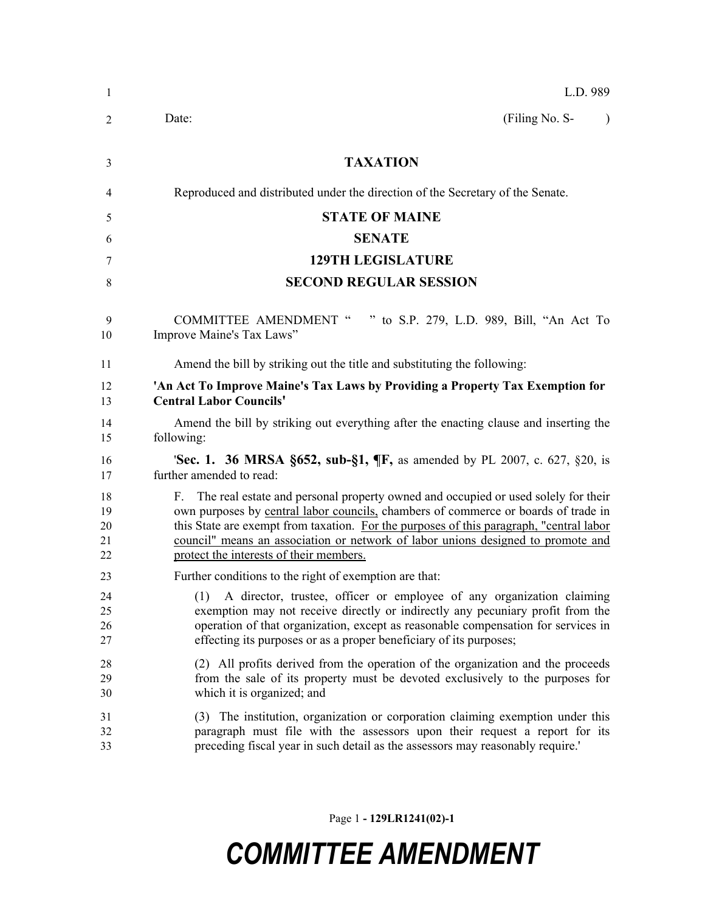L.D. 989

Date: (Filing No. S- )

**TAXATION**

Reproduced and distributed under the direction of the Secretary of the Senate.

**STATE OF MAINE**

**SENATE**

**129TH LEGISLATURE**

**SECOND REGULAR SESSION**

COMMITTEE AMENDMENT " " to S.P. 279, L.D. 989, Bill, "An Act To Improve Maine's Tax Laws"

Amend the bill by striking out the title and substituting the following:

**'An Act To Improve Maine's Tax Laws by Providing a Property Tax Exemption for Central Labor Councils'**

Amend the bill by striking out everything after the enacting clause and inserting the following:

'**Sec. 1. 36 MRSA §652, sub-§1, ¶F,** as amended by PL 2007, c. 627, §20, is further amended to read:

F. The real estate and personal property owned and occupied or used solely for their own purposes by <u>central labor councils,</u> chambers of commerce or boards of trade in this State are exempt from taxation. <u>For the purposes of this paragraph, "central labor council" means an association or network of labor unions designed to promote and protect the interests of their members.</u>

Further conditions to the right of exemption are that:

(1) A director, trustee, officer or employee of any organization claiming exemption may not receive directly or indirectly any pecuniary profit from the operation of that organization, except as reasonable compensation for services in effecting its purposes or as a proper beneficiary of its purposes;

(2) All profits derived from the operation of the organization and the proceeds from the sale of its property must be devoted exclusively to the purposes for which it is organized; and

(3) The institution, organization or corporation claiming exemption under this paragraph must file with the assessors upon their request a report for its preceding fiscal year in such detail as the assessors may reasonably require.'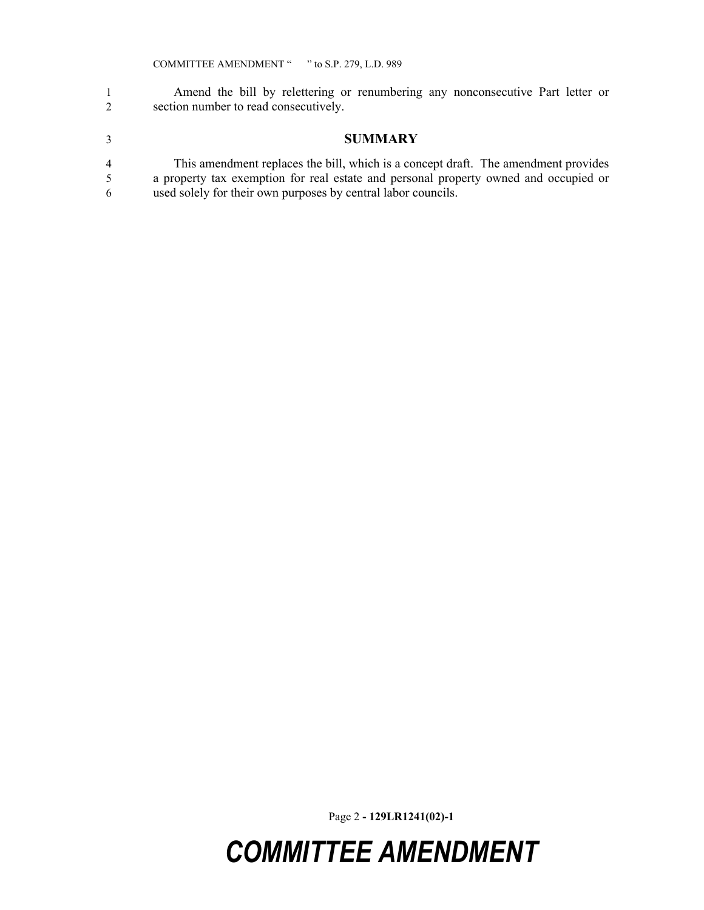Amend the bill by relettering or renumbering any nonconsecutive Part letter or section number to read consecutively.

## SUMMARY

This amendment replaces the bill, which is a concept draft. The amendment provides a property tax exemption for real estate and personal property owned and occupied or used solely for their own purposes by central labor councils.